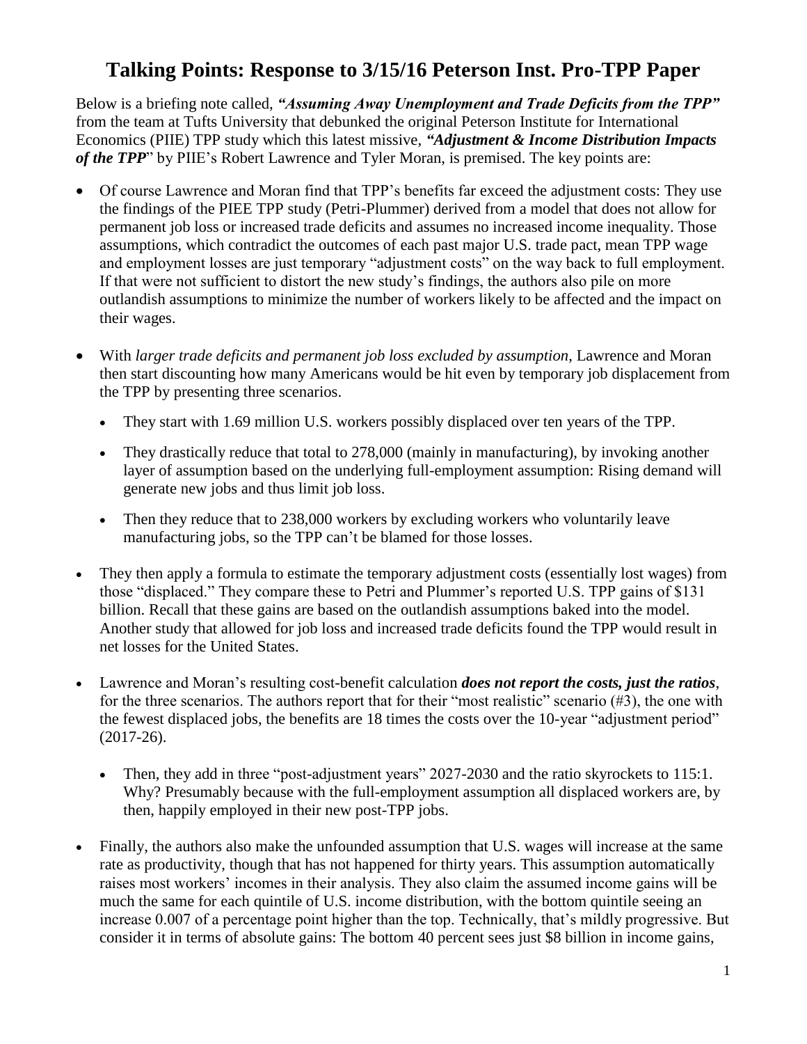# Talking Points: Response to 3/15/16 Peterson Inst. Pro-TPP Paper

Below is a briefing note called, ***"Assuming Away Unemployment and Trade Deficits from the TPP"*** from the team at Tufts University that debunked the original Peterson Institute for International Economics (PIIE) TPP study which this latest missive, ***"Adjustment & Income Distribution Impacts of the TPP***" by PIIE's Robert Lawrence and Tyler Moran, is premised. The key points are:

- Of course Lawrence and Moran find that TPP's benefits far exceed the adjustment costs: They use the findings of the PIEE TPP study (Petri-Plummer) derived from a model that does not allow for permanent job loss or increased trade deficits and assumes no increased income inequality. Those assumptions, which contradict the outcomes of each past major U.S. trade pact, mean TPP wage and employment losses are just temporary "adjustment costs" on the way back to full employment. If that were not sufficient to distort the new study's findings, the authors also pile on more outlandish assumptions to minimize the number of workers likely to be affected and the impact on their wages.

- With *larger trade deficits and permanent job loss excluded by assumption*, Lawrence and Moran then start discounting how many Americans would be hit even by temporary job displacement from the TPP by presenting three scenarios.
  - They start with 1.69 million U.S. workers possibly displaced over ten years of the TPP.
  - They drastically reduce that total to 278,000 (mainly in manufacturing), by invoking another layer of assumption based on the underlying full-employment assumption: Rising demand will generate new jobs and thus limit job loss.
  - Then they reduce that to 238,000 workers by excluding workers who voluntarily leave manufacturing jobs, so the TPP can't be blamed for those losses.

- They then apply a formula to estimate the temporary adjustment costs (essentially lost wages) from those "displaced." They compare these to Petri and Plummer's reported U.S. TPP gains of $131 billion. Recall that these gains are based on the outlandish assumptions baked into the model. Another study that allowed for job loss and increased trade deficits found the TPP would result in net losses for the United States.

- Lawrence and Moran's resulting cost-benefit calculation ***does not report the costs, just the ratios***, for the three scenarios. The authors report that for their "most realistic" scenario (#3), the one with the fewest displaced jobs, the benefits are 18 times the costs over the 10-year "adjustment period" (2017-26).
  - Then, they add in three "post-adjustment years" 2027-2030 and the ratio skyrockets to 115:1. Why? Presumably because with the full-employment assumption all displaced workers are, by then, happily employed in their new post-TPP jobs.

- Finally, the authors also make the unfounded assumption that U.S. wages will increase at the same rate as productivity, though that has not happened for thirty years. This assumption automatically raises most workers' incomes in their analysis. They also claim the assumed income gains will be much the same for each quintile of U.S. income distribution, with the bottom quintile seeing an increase 0.007 of a percentage point higher than the top. Technically, that's mildly progressive. But consider it in terms of absolute gains: The bottom 40 percent sees just $8 billion in income gains,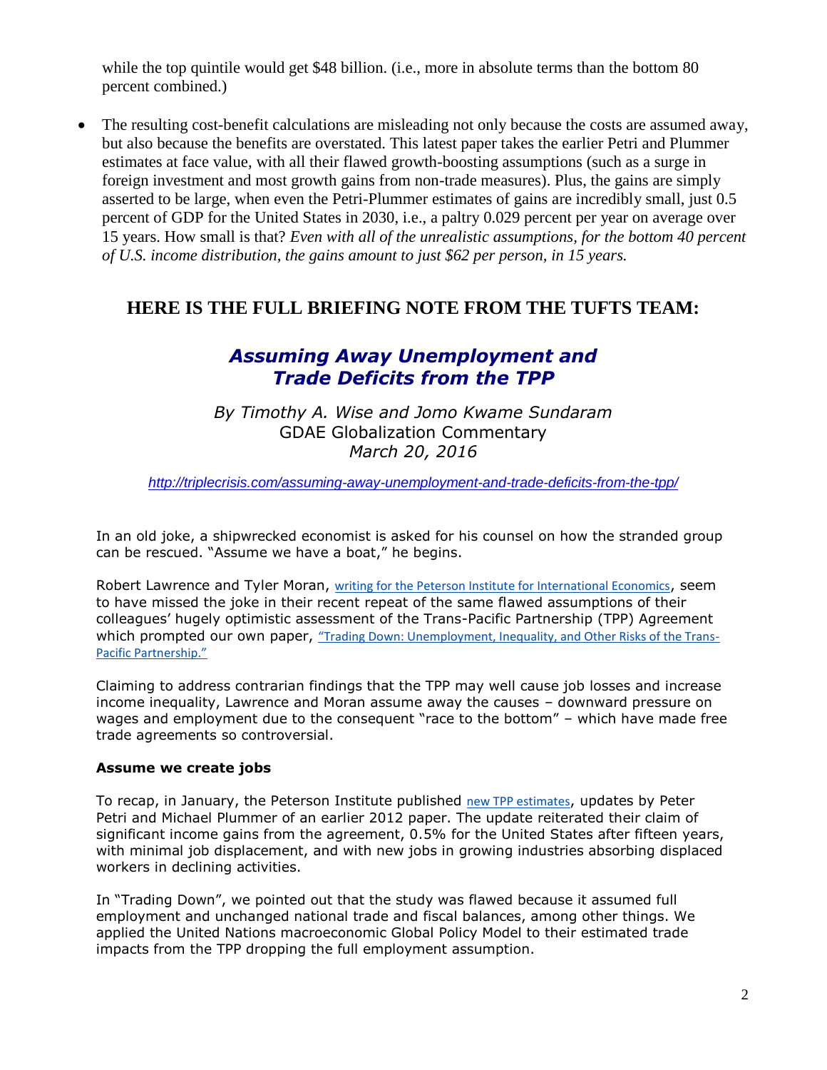while the top quintile would get $48 billion. (i.e., more in absolute terms than the bottom 80 percent combined.)

- The resulting cost-benefit calculations are misleading not only because the costs are assumed away, but also because the benefits are overstated. This latest paper takes the earlier Petri and Plummer estimates at face value, with all their flawed growth-boosting assumptions (such as a surge in foreign investment and most growth gains from non-trade measures). Plus, the gains are simply asserted to be large, when even the Petri-Plummer estimates of gains are incredibly small, just 0.5 percent of GDP for the United States in 2030, i.e., a paltry 0.029 percent per year on average over 15 years. How small is that? *Even with all of the unrealistic assumptions, for the bottom 40 percent of U.S. income distribution, the gains amount to just $62 per person, in 15 years.*

## HERE IS THE FULL BRIEFING NOTE FROM THE TUFTS TEAM:

### *Assuming Away Unemployment and Trade Deficits from the TPP*

*By Timothy A. Wise and Jomo Kwame Sundaram*
GDAE Globalization Commentary
*March 20, 2016*

*http://triplecrisis.com/assuming-away-unemployment-and-trade-deficits-from-the-tpp/*

In an old joke, a shipwrecked economist is asked for his counsel on how the stranded group can be rescued. "Assume we have a boat," he begins.

Robert Lawrence and Tyler Moran, writing for the Peterson Institute for International Economics, seem to have missed the joke in their recent repeat of the same flawed assumptions of their colleagues' hugely optimistic assessment of the Trans-Pacific Partnership (TPP) Agreement which prompted our own paper, "Trading Down: Unemployment, Inequality, and Other Risks of the Trans-Pacific Partnership."

Claiming to address contrarian findings that the TPP may well cause job losses and increase income inequality, Lawrence and Moran assume away the causes – downward pressure on wages and employment due to the consequent "race to the bottom" – which have made free trade agreements so controversial.

**Assume we create jobs**

To recap, in January, the Peterson Institute published new TPP estimates, updates by Peter Petri and Michael Plummer of an earlier 2012 paper. The update reiterated their claim of significant income gains from the agreement, 0.5% for the United States after fifteen years, with minimal job displacement, and with new jobs in growing industries absorbing displaced workers in declining activities.

In "Trading Down", we pointed out that the study was flawed because it assumed full employment and unchanged national trade and fiscal balances, among other things. We applied the United Nations macroeconomic Global Policy Model to their estimated trade impacts from the TPP dropping the full employment assumption.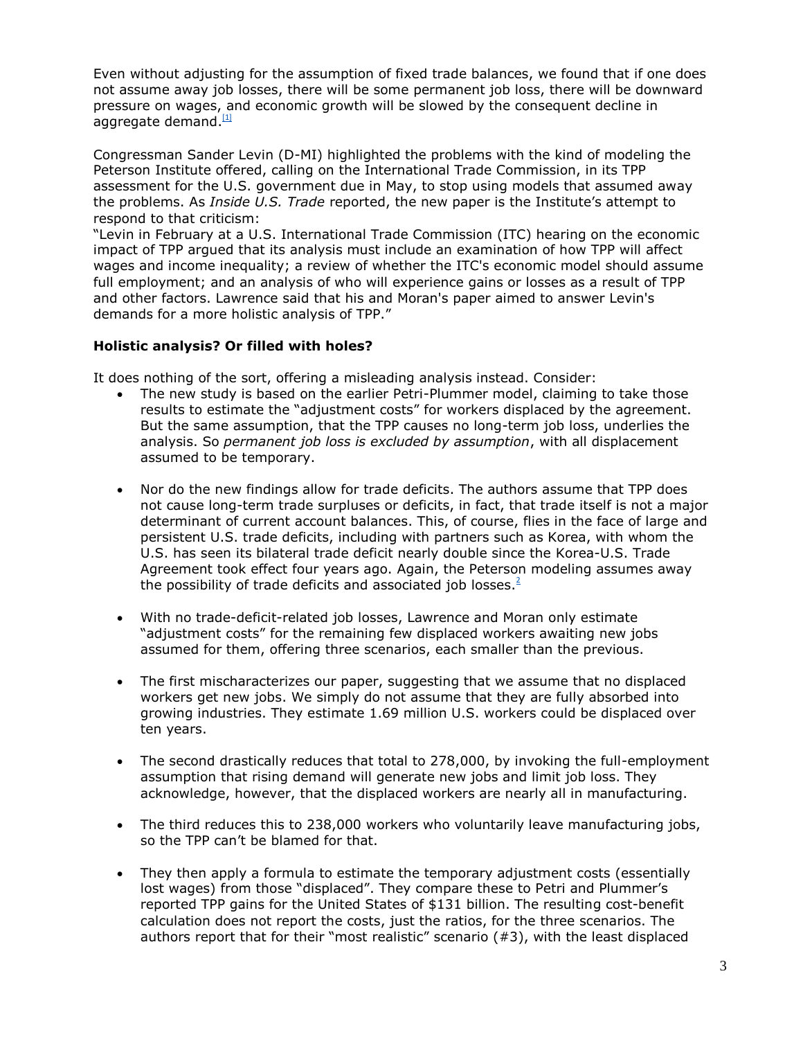Even without adjusting for the assumption of fixed trade balances, we found that if one does not assume away job losses, there will be some permanent job loss, there will be downward pressure on wages, and economic growth will be slowed by the consequent decline in aggregate demand.[1]

Congressman Sander Levin (D-MI) highlighted the problems with the kind of modeling the Peterson Institute offered, calling on the International Trade Commission, in its TPP assessment for the U.S. government due in May, to stop using models that assumed away the problems. As *Inside U.S. Trade* reported, the new paper is the Institute's attempt to respond to that criticism:

"Levin in February at a U.S. International Trade Commission (ITC) hearing on the economic impact of TPP argued that its analysis must include an examination of how TPP will affect wages and income inequality; a review of whether the ITC's economic model should assume full employment; and an analysis of who will experience gains or losses as a result of TPP and other factors. Lawrence said that his and Moran's paper aimed to answer Levin's demands for a more holistic analysis of TPP."

**Holistic analysis? Or filled with holes?**

It does nothing of the sort, offering a misleading analysis instead. Consider:

- The new study is based on the earlier Petri-Plummer model, claiming to take those results to estimate the "adjustment costs" for workers displaced by the agreement. But the same assumption, that the TPP causes no long-term job loss, underlies the analysis. So *permanent job loss is excluded by assumption*, with all displacement assumed to be temporary.
- Nor do the new findings allow for trade deficits. The authors assume that TPP does not cause long-term trade surpluses or deficits, in fact, that trade itself is not a major determinant of current account balances. This, of course, flies in the face of large and persistent U.S. trade deficits, including with partners such as Korea, with whom the U.S. has seen its bilateral trade deficit nearly double since the Korea-U.S. Trade Agreement took effect four years ago. Again, the Peterson modeling assumes away the possibility of trade deficits and associated job losses.[2]
- With no trade-deficit-related job losses, Lawrence and Moran only estimate "adjustment costs" for the remaining few displaced workers awaiting new jobs assumed for them, offering three scenarios, each smaller than the previous.
- The first mischaracterizes our paper, suggesting that we assume that no displaced workers get new jobs. We simply do not assume that they are fully absorbed into growing industries. They estimate 1.69 million U.S. workers could be displaced over ten years.
- The second drastically reduces that total to 278,000, by invoking the full-employment assumption that rising demand will generate new jobs and limit job loss. They acknowledge, however, that the displaced workers are nearly all in manufacturing.
- The third reduces this to 238,000 workers who voluntarily leave manufacturing jobs, so the TPP can't be blamed for that.
- They then apply a formula to estimate the temporary adjustment costs (essentially lost wages) from those "displaced". They compare these to Petri and Plummer's reported TPP gains for the United States of $131 billion. The resulting cost-benefit calculation does not report the costs, just the ratios, for the three scenarios. The authors report that for their "most realistic" scenario (#3), with the least displaced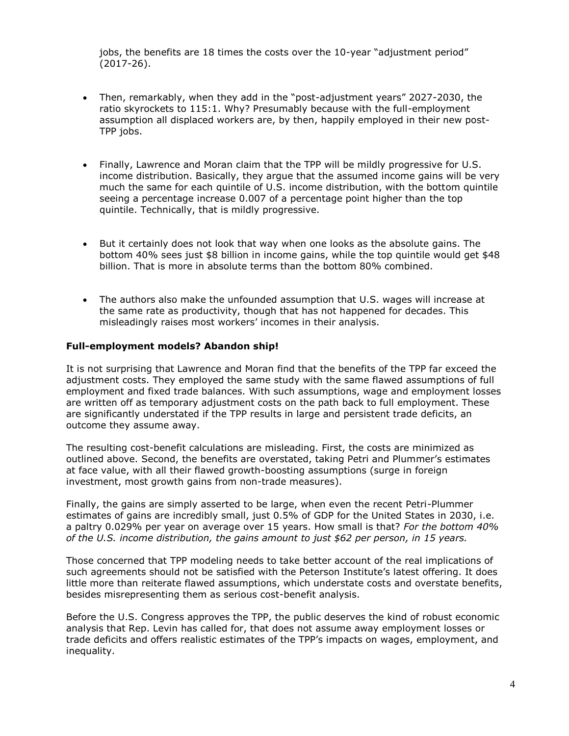jobs, the benefits are 18 times the costs over the 10-year "adjustment period" (2017-26).

- Then, remarkably, when they add in the "post-adjustment years" 2027-2030, the ratio skyrockets to 115:1. Why? Presumably because with the full-employment assumption all displaced workers are, by then, happily employed in their new post-TPP jobs.

- Finally, Lawrence and Moran claim that the TPP will be mildly progressive for U.S. income distribution. Basically, they argue that the assumed income gains will be very much the same for each quintile of U.S. income distribution, with the bottom quintile seeing a percentage increase 0.007 of a percentage point higher than the top quintile. Technically, that is mildly progressive.

- But it certainly does not look that way when one looks as the absolute gains. The bottom 40% sees just $8 billion in income gains, while the top quintile would get $48 billion. That is more in absolute terms than the bottom 80% combined.

- The authors also make the unfounded assumption that U.S. wages will increase at the same rate as productivity, though that has not happened for decades. This misleadingly raises most workers' incomes in their analysis.

**Full-employment models? Abandon ship!**

It is not surprising that Lawrence and Moran find that the benefits of the TPP far exceed the adjustment costs. They employed the same study with the same flawed assumptions of full employment and fixed trade balances. With such assumptions, wage and employment losses are written off as temporary adjustment costs on the path back to full employment. These are significantly understated if the TPP results in large and persistent trade deficits, an outcome they assume away.

The resulting cost-benefit calculations are misleading. First, the costs are minimized as outlined above. Second, the benefits are overstated, taking Petri and Plummer's estimates at face value, with all their flawed growth-boosting assumptions (surge in foreign investment, most growth gains from non-trade measures).

Finally, the gains are simply asserted to be large, when even the recent Petri-Plummer estimates of gains are incredibly small, just 0.5% of GDP for the United States in 2030, i.e. a paltry 0.029% per year on average over 15 years. How small is that? *For the bottom 40% of the U.S. income distribution, the gains amount to just $62 per person, in 15 years.*

Those concerned that TPP modeling needs to take better account of the real implications of such agreements should not be satisfied with the Peterson Institute's latest offering. It does little more than reiterate flawed assumptions, which understate costs and overstate benefits, besides misrepresenting them as serious cost-benefit analysis.

Before the U.S. Congress approves the TPP, the public deserves the kind of robust economic analysis that Rep. Levin has called for, that does not assume away employment losses or trade deficits and offers realistic estimates of the TPP's impacts on wages, employment, and inequality.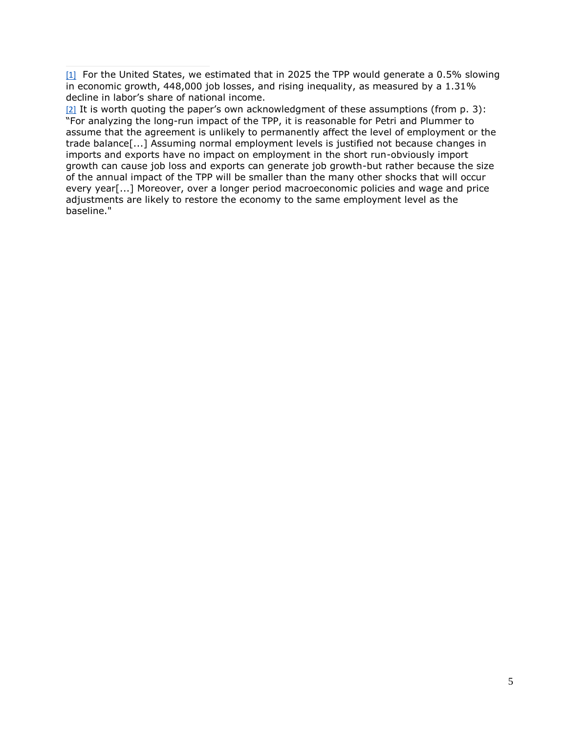[1] For the United States, we estimated that in 2025 the TPP would generate a 0.5% slowing in economic growth, 448,000 job losses, and rising inequality, as measured by a 1.31% decline in labor's share of national income.

[2] It is worth quoting the paper's own acknowledgment of these assumptions (from p. 3): "For analyzing the long-run impact of the TPP, it is reasonable for Petri and Plummer to assume that the agreement is unlikely to permanently affect the level of employment or the trade balance[...] Assuming normal employment levels is justified not because changes in imports and exports have no impact on employment in the short run-obviously import growth can cause job loss and exports can generate job growth-but rather because the size of the annual impact of the TPP will be smaller than the many other shocks that will occur every year[...] Moreover, over a longer period macroeconomic policies and wage and price adjustments are likely to restore the economy to the same employment level as the baseline."